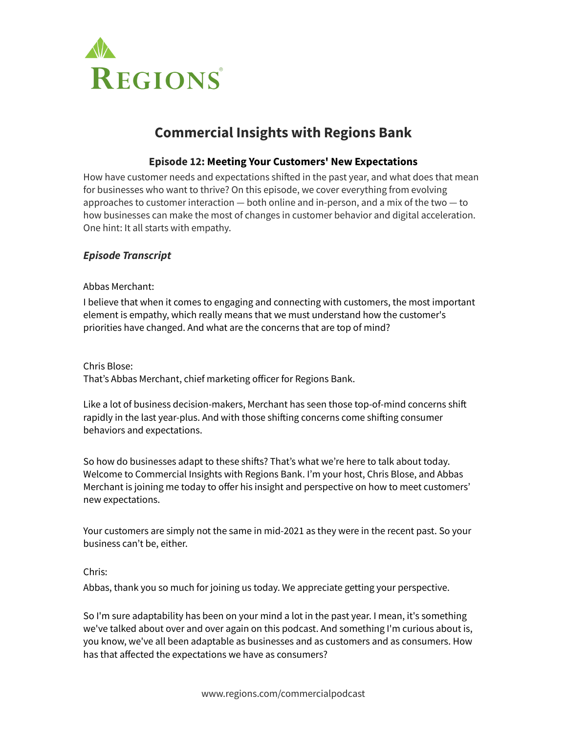REGIONS®

# Commercial Insights with Regions Bank

### Episode 12: Meeting Your Customers' New Expectations

How have customer needs and expectations shifted in the past year, and what does that mean for businesses who want to thrive? On this episode, we cover everything from evolving approaches to customer interaction — both online and in-person, and a mix of the two — to how businesses can make the most of changes in customer behavior and digital acceleration. One hint: It all starts with empathy.

#### ***Episode Transcript***

Abbas Merchant:

I believe that when it comes to engaging and connecting with customers, the most important element is empathy, which really means that we must understand how the customer's priorities have changed. And what are the concerns that are top of mind?

Chris Blose:

That's Abbas Merchant, chief marketing officer for Regions Bank.

Like a lot of business decision-makers, Merchant has seen those top-of-mind concerns shift rapidly in the last year-plus. And with those shifting concerns come shifting consumer behaviors and expectations.

So how do businesses adapt to these shifts? That's what we're here to talk about today. Welcome to Commercial Insights with Regions Bank. I'm your host, Chris Blose, and Abbas Merchant is joining me today to offer his insight and perspective on how to meet customers' new expectations.

Your customers are simply not the same in mid-2021 as they were in the recent past. So your business can't be, either.

Chris:

Abbas, thank you so much for joining us today. We appreciate getting your perspective.

So I'm sure adaptability has been on your mind a lot in the past year. I mean, it's something we've talked about over and over again on this podcast. And something I'm curious about is, you know, we've all been adaptable as businesses and as customers and as consumers. How has that affected the expectations we have as consumers?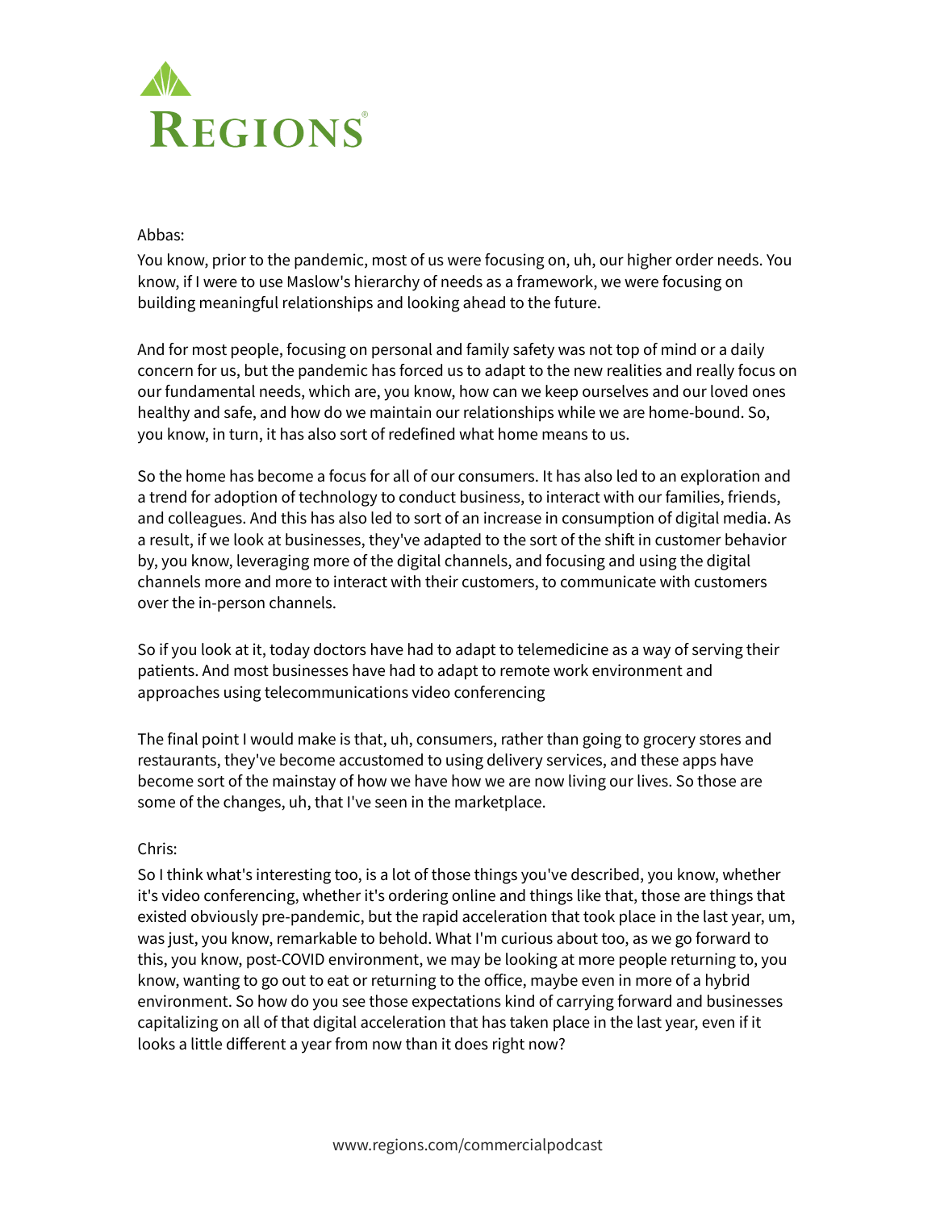Abbas:

You know, prior to the pandemic, most of us were focusing on, uh, our higher order needs. You know, if I were to use Maslow's hierarchy of needs as a framework, we were focusing on building meaningful relationships and looking ahead to the future.

And for most people, focusing on personal and family safety was not top of mind or a daily concern for us, but the pandemic has forced us to adapt to the new realities and really focus on our fundamental needs, which are, you know, how can we keep ourselves and our loved ones healthy and safe, and how do we maintain our relationships while we are home-bound. So, you know, in turn, it has also sort of redefined what home means to us.

So the home has become a focus for all of our consumers. It has also led to an exploration and a trend for adoption of technology to conduct business, to interact with our families, friends, and colleagues. And this has also led to sort of an increase in consumption of digital media. As a result, if we look at businesses, they've adapted to the sort of the shift in customer behavior by, you know, leveraging more of the digital channels, and focusing and using the digital channels more and more to interact with their customers, to communicate with customers over the in-person channels.

So if you look at it, today doctors have had to adapt to telemedicine as a way of serving their patients. And most businesses have had to adapt to remote work environment and approaches using telecommunications video conferencing

The final point I would make is that, uh, consumers, rather than going to grocery stores and restaurants, they've become accustomed to using delivery services, and these apps have become sort of the mainstay of how we have how we are now living our lives. So those are some of the changes, uh, that I've seen in the marketplace.

Chris:

So I think what's interesting too, is a lot of those things you've described, you know, whether it's video conferencing, whether it's ordering online and things like that, those are things that existed obviously pre-pandemic, but the rapid acceleration that took place in the last year, um, was just, you know, remarkable to behold. What I'm curious about too, as we go forward to this, you know, post-COVID environment, we may be looking at more people returning to, you know, wanting to go out to eat or returning to the office, maybe even in more of a hybrid environment. So how do you see those expectations kind of carrying forward and businesses capitalizing on all of that digital acceleration that has taken place in the last year, even if it looks a little different a year from now than it does right now?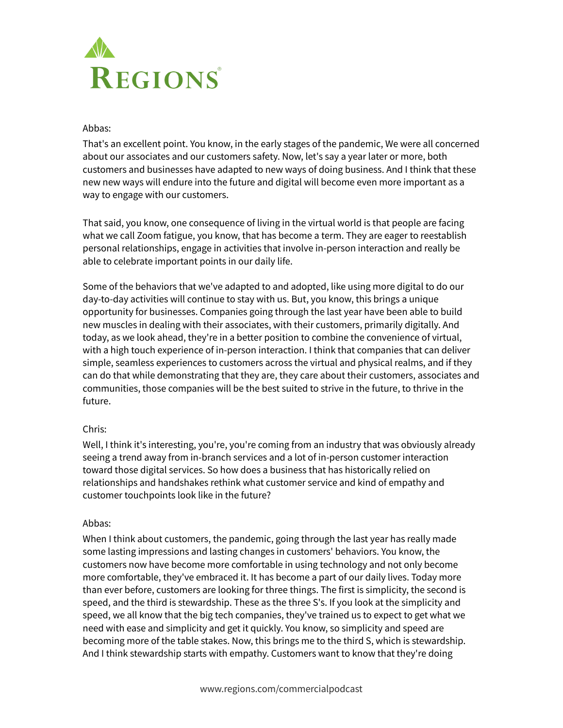Abbas:

That's an excellent point. You know, in the early stages of the pandemic, We were all concerned about our associates and our customers safety. Now, let's say a year later or more, both customers and businesses have adapted to new ways of doing business. And I think that these new new ways will endure into the future and digital will become even more important as a way to engage with our customers.

That said, you know, one consequence of living in the virtual world is that people are facing what we call Zoom fatigue, you know, that has become a term. They are eager to reestablish personal relationships, engage in activities that involve in-person interaction and really be able to celebrate important points in our daily life.

Some of the behaviors that we've adapted to and adopted, like using more digital to do our day-to-day activities will continue to stay with us. But, you know, this brings a unique opportunity for businesses. Companies going through the last year have been able to build new muscles in dealing with their associates, with their customers, primarily digitally. And today, as we look ahead, they're in a better position to combine the convenience of virtual, with a high touch experience of in-person interaction. I think that companies that can deliver simple, seamless experiences to customers across the virtual and physical realms, and if they can do that while demonstrating that they are, they care about their customers, associates and communities, those companies will be the best suited to strive in the future, to thrive in the future.

Chris:

Well, I think it's interesting, you're, you're coming from an industry that was obviously already seeing a trend away from in-branch services and a lot of in-person customer interaction toward those digital services. So how does a business that has historically relied on relationships and handshakes rethink what customer service and kind of empathy and customer touchpoints look like in the future?

Abbas:

When I think about customers, the pandemic, going through the last year has really made some lasting impressions and lasting changes in customers' behaviors. You know, the customers now have become more comfortable in using technology and not only become more comfortable, they've embraced it. It has become a part of our daily lives. Today more than ever before, customers are looking for three things. The first is simplicity, the second is speed, and the third is stewardship. These as the three S's. If you look at the simplicity and speed, we all know that the big tech companies, they've trained us to expect to get what we need with ease and simplicity and get it quickly. You know, so simplicity and speed are becoming more of the table stakes. Now, this brings me to the third S, which is stewardship. And I think stewardship starts with empathy. Customers want to know that they're doing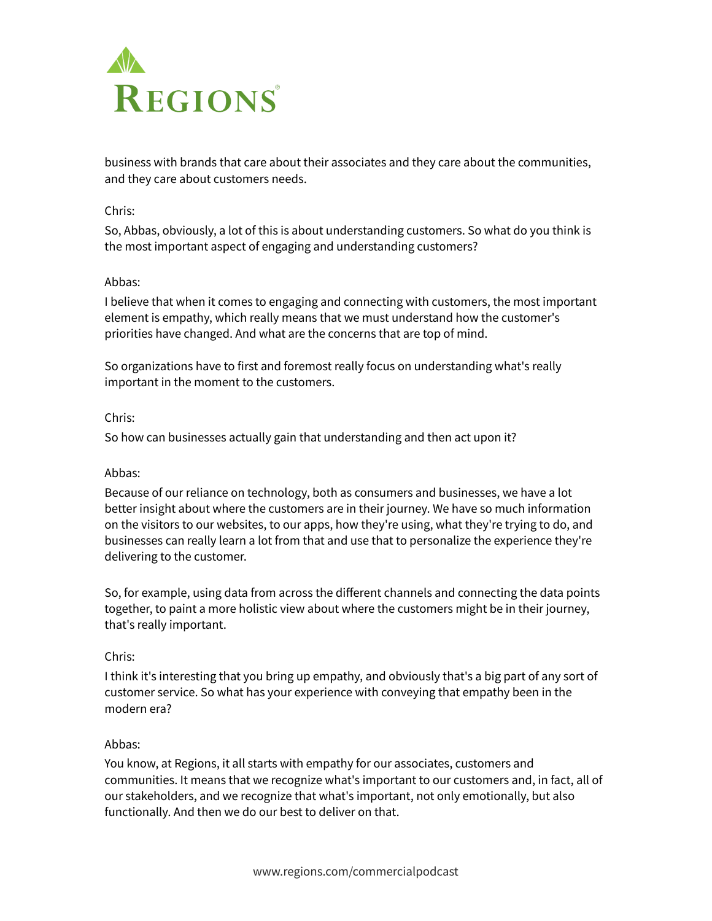business with brands that care about their associates and they care about the communities, and they care about customers needs.

Chris:

So, Abbas, obviously, a lot of this is about understanding customers. So what do you think is the most important aspect of engaging and understanding customers?

Abbas:

I believe that when it comes to engaging and connecting with customers, the most important element is empathy, which really means that we must understand how the customer's priorities have changed. And what are the concerns that are top of mind.

So organizations have to first and foremost really focus on understanding what's really important in the moment to the customers.

Chris:

So how can businesses actually gain that understanding and then act upon it?

Abbas:

Because of our reliance on technology, both as consumers and businesses, we have a lot better insight about where the customers are in their journey. We have so much information on the visitors to our websites, to our apps, how they're using, what they're trying to do, and businesses can really learn a lot from that and use that to personalize the experience they're delivering to the customer.

So, for example, using data from across the different channels and connecting the data points together, to paint a more holistic view about where the customers might be in their journey, that's really important.

Chris:

I think it's interesting that you bring up empathy, and obviously that's a big part of any sort of customer service. So what has your experience with conveying that empathy been in the modern era?

Abbas:

You know, at Regions, it all starts with empathy for our associates, customers and communities. It means that we recognize what's important to our customers and, in fact, all of our stakeholders, and we recognize that what's important, not only emotionally, but also functionally. And then we do our best to deliver on that.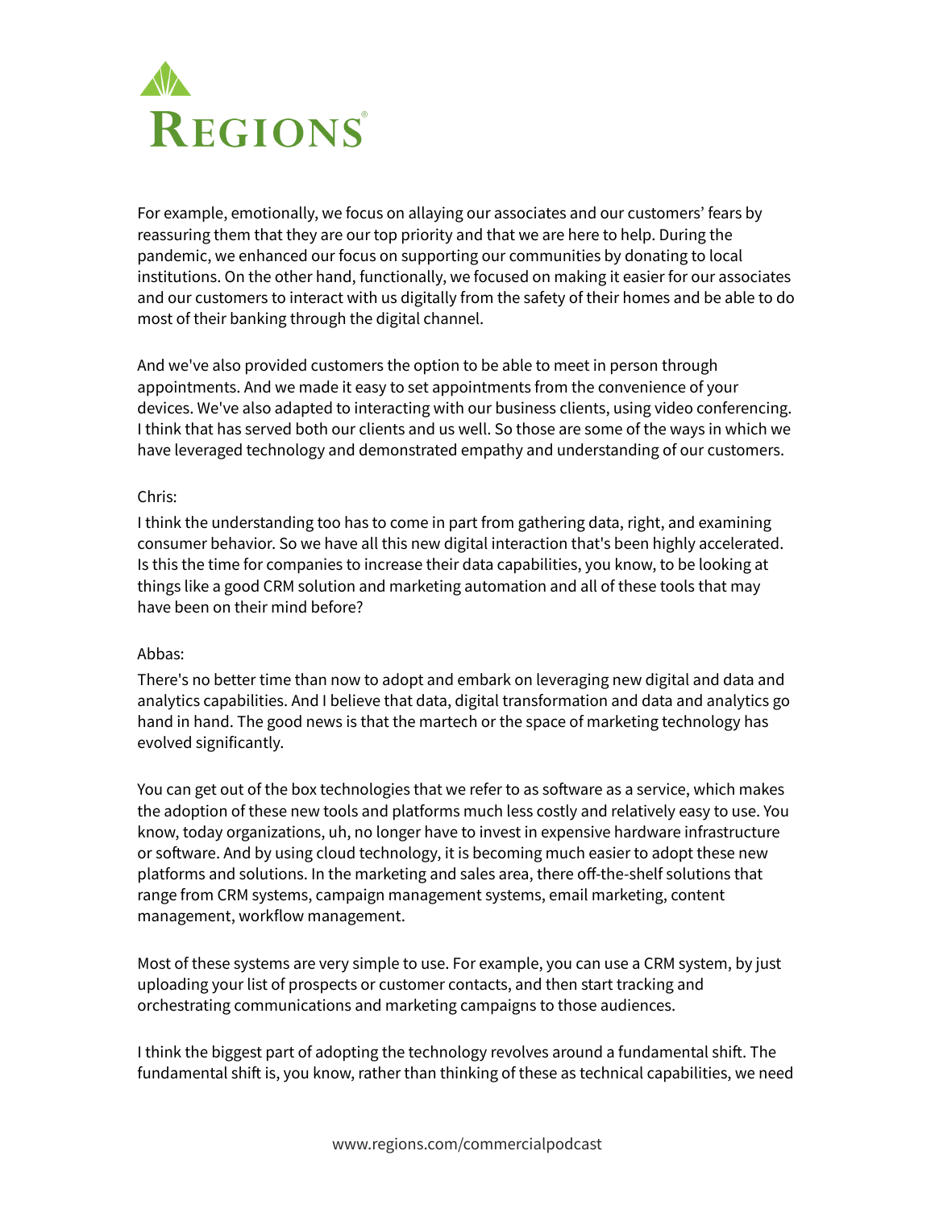For example, emotionally, we focus on allaying our associates and our customers' fears by reassuring them that they are our top priority and that we are here to help. During the pandemic, we enhanced our focus on supporting our communities by donating to local institutions. On the other hand, functionally, we focused on making it easier for our associates and our customers to interact with us digitally from the safety of their homes and be able to do most of their banking through the digital channel.

And we've also provided customers the option to be able to meet in person through appointments. And we made it easy to set appointments from the convenience of your devices. We've also adapted to interacting with our business clients, using video conferencing. I think that has served both our clients and us well. So those are some of the ways in which we have leveraged technology and demonstrated empathy and understanding of our customers.

Chris:
I think the understanding too has to come in part from gathering data, right, and examining consumer behavior. So we have all this new digital interaction that's been highly accelerated. Is this the time for companies to increase their data capabilities, you know, to be looking at things like a good CRM solution and marketing automation and all of these tools that may have been on their mind before?

Abbas:
There's no better time than now to adopt and embark on leveraging new digital and data and analytics capabilities. And I believe that data, digital transformation and data and analytics go hand in hand. The good news is that the martech or the space of marketing technology has evolved significantly.

You can get out of the box technologies that we refer to as software as a service, which makes the adoption of these new tools and platforms much less costly and relatively easy to use. You know, today organizations, uh, no longer have to invest in expensive hardware infrastructure or software. And by using cloud technology, it is becoming much easier to adopt these new platforms and solutions. In the marketing and sales area, there off-the-shelf solutions that range from CRM systems, campaign management systems, email marketing, content management, workflow management.

Most of these systems are very simple to use. For example, you can use a CRM system, by just uploading your list of prospects or customer contacts, and then start tracking and orchestrating communications and marketing campaigns to those audiences.

I think the biggest part of adopting the technology revolves around a fundamental shift. The fundamental shift is, you know, rather than thinking of these as technical capabilities, we need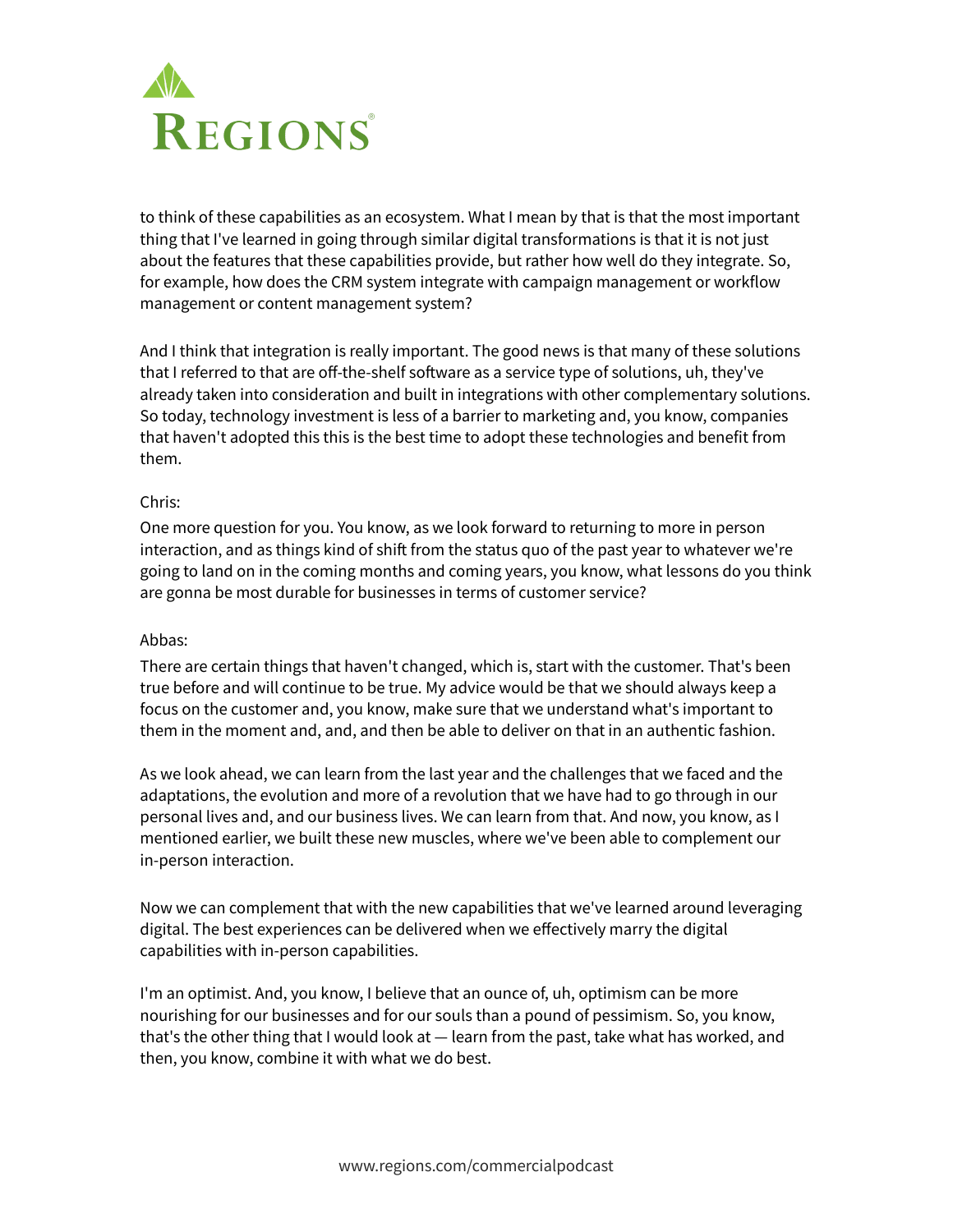to think of these capabilities as an ecosystem. What I mean by that is that the most important thing that I've learned in going through similar digital transformations is that it is not just about the features that these capabilities provide, but rather how well do they integrate. So, for example, how does the CRM system integrate with campaign management or workflow management or content management system?

And I think that integration is really important. The good news is that many of these solutions that I referred to that are off-the-shelf software as a service type of solutions, uh, they've already taken into consideration and built in integrations with other complementary solutions. So today, technology investment is less of a barrier to marketing and, you know, companies that haven't adopted this this is the best time to adopt these technologies and benefit from them.

Chris:
One more question for you. You know, as we look forward to returning to more in person interaction, and as things kind of shift from the status quo of the past year to whatever we're going to land on in the coming months and coming years, you know, what lessons do you think are gonna be most durable for businesses in terms of customer service?

Abbas:
There are certain things that haven't changed, which is, start with the customer. That's been true before and will continue to be true. My advice would be that we should always keep a focus on the customer and, you know, make sure that we understand what's important to them in the moment and, and, and then be able to deliver on that in an authentic fashion.

As we look ahead, we can learn from the last year and the challenges that we faced and the adaptations, the evolution and more of a revolution that we have had to go through in our personal lives and, and our business lives. We can learn from that. And now, you know, as I mentioned earlier, we built these new muscles, where we've been able to complement our in-person interaction.

Now we can complement that with the new capabilities that we've learned around leveraging digital. The best experiences can be delivered when we effectively marry the digital capabilities with in-person capabilities.

I'm an optimist. And, you know, I believe that an ounce of, uh, optimism can be more nourishing for our businesses and for our souls than a pound of pessimism. So, you know, that's the other thing that I would look at — learn from the past, take what has worked, and then, you know, combine it with what we do best.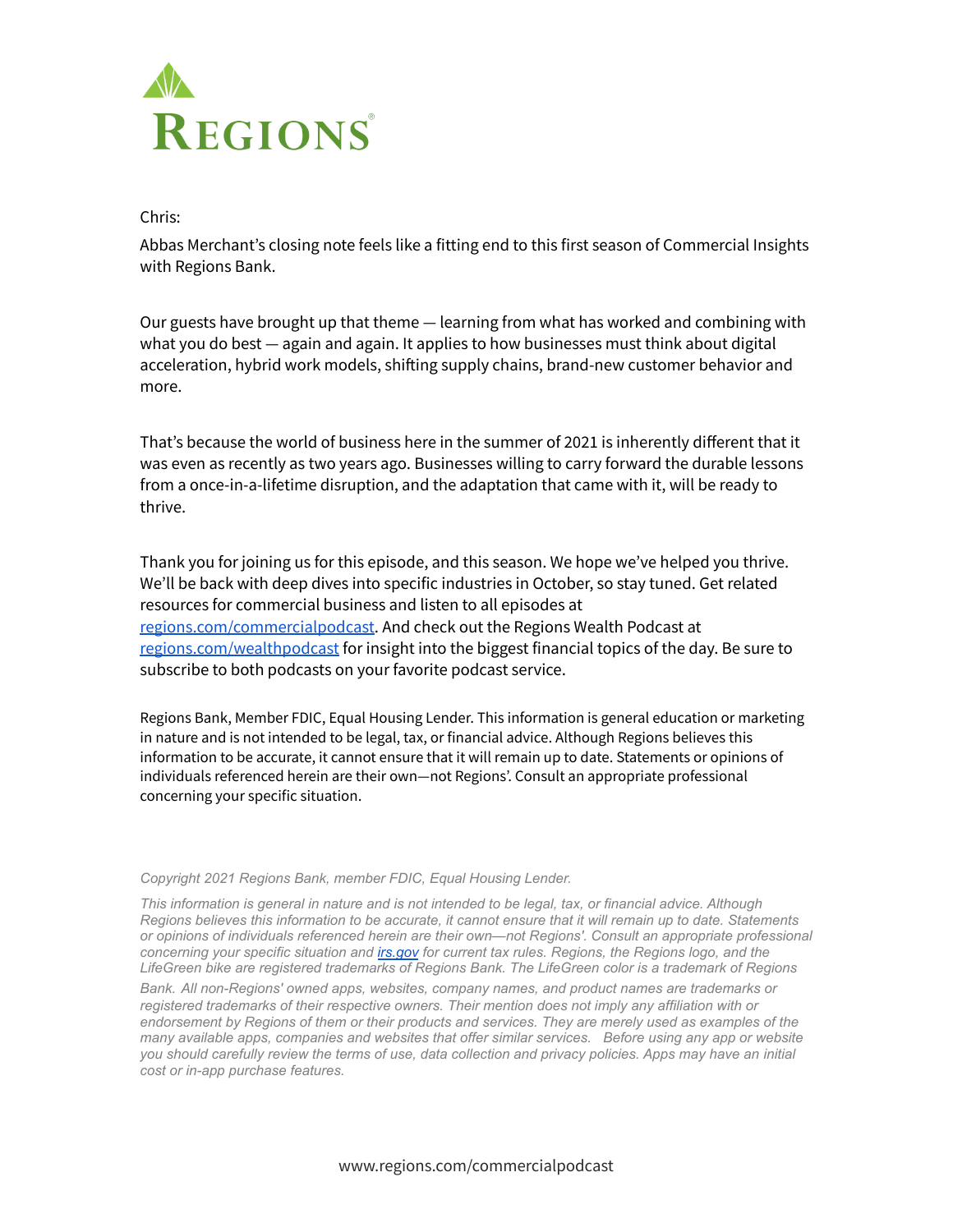Chris:

Abbas Merchant's closing note feels like a fitting end to this first season of Commercial Insights with Regions Bank.

Our guests have brought up that theme — learning from what has worked and combining with what you do best — again and again. It applies to how businesses must think about digital acceleration, hybrid work models, shifting supply chains, brand-new customer behavior and more.

That's because the world of business here in the summer of 2021 is inherently different that it was even as recently as two years ago. Businesses willing to carry forward the durable lessons from a once-in-a-lifetime disruption, and the adaptation that came with it, will be ready to thrive.

Thank you for joining us for this episode, and this season. We hope we've helped you thrive. We'll be back with deep dives into specific industries in October, so stay tuned. Get related resources for commercial business and listen to all episodes at [regions.com/commercialpodcast](regions.com/commercialpodcast). And check out the Regions Wealth Podcast at [regions.com/wealthpodcast](regions.com/wealthpodcast) for insight into the biggest financial topics of the day. Be sure to subscribe to both podcasts on your favorite podcast service.

Regions Bank, Member FDIC, Equal Housing Lender. This information is general education or marketing in nature and is not intended to be legal, tax, or financial advice. Although Regions believes this information to be accurate, it cannot ensure that it will remain up to date. Statements or opinions of individuals referenced herein are their own—not Regions'. Consult an appropriate professional concerning your specific situation.

*Copyright 2021 Regions Bank, member FDIC, Equal Housing Lender.*

*This information is general in nature and is not intended to be legal, tax, or financial advice. Although Regions believes this information to be accurate, it cannot ensure that it will remain up to date. Statements or opinions of individuals referenced herein are their own—not Regions'. Consult an appropriate professional concerning your specific situation and [irs.gov](irs.gov) for current tax rules. Regions, the Regions logo, and the LifeGreen bike are registered trademarks of Regions Bank. The LifeGreen color is a trademark of Regions Bank. All non-Regions' owned apps, websites, company names, and product names are trademarks or registered trademarks of their respective owners. Their mention does not imply any affiliation with or endorsement by Regions of them or their products and services. They are merely used as examples of the many available apps, companies and websites that offer similar services. Before using any app or website you should carefully review the terms of use, data collection and privacy policies. Apps may have an initial cost or in-app purchase features.*